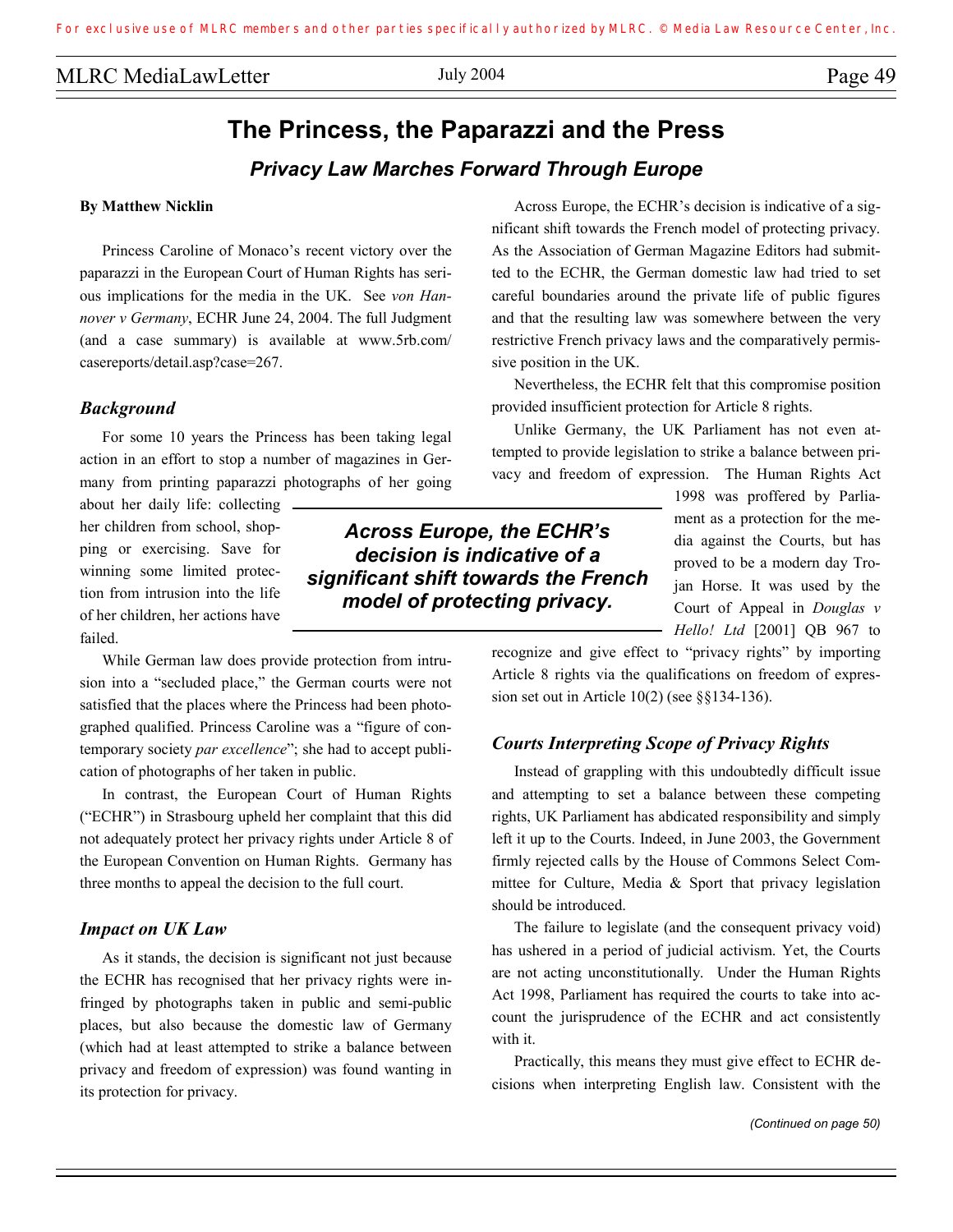# The Princess, the Paparazzi and the Press

## *Privacy Law Marches Forward Through Europe*

**By Matthew Nicklin**

Princess Caroline of Monaco's recent victory over the paparazzi in the European Court of Human Rights has serious implications for the media in the UK. See *von Hannover v Germany*, ECHR June 24, 2004. The full Judgment (and a case summary) is available at www.5rb.com/casereports/detail.asp?case=267.

### *Background*

For some 10 years the Princess has been taking legal action in an effort to stop a number of magazines in Germany from printing paparazzi photographs of her going about her daily life: collecting her children from school, shopping or exercising. Save for winning some limited protection from intrusion into the life of her children, her actions have failed.

While German law does provide protection from intrusion into a "secluded place," the German courts were not satisfied that the places where the Princess had been photographed qualified. Princess Caroline was a "figure of contemporary society *par excellence*"; she had to accept publication of photographs of her taken in public.

In contrast, the European Court of Human Rights ("ECHR") in Strasbourg upheld her complaint that this did not adequately protect her privacy rights under Article 8 of the European Convention on Human Rights. Germany has three months to appeal the decision to the full court.

### *Impact on UK Law*

As it stands, the decision is significant not just because the ECHR has recognised that her privacy rights were infringed by photographs taken in public and semi-public places, but also because the domestic law of Germany (which had at least attempted to strike a balance between privacy and freedom of expression) was found wanting in its protection for privacy.

Across Europe, the ECHR's decision is indicative of a significant shift towards the French model of protecting privacy. As the Association of German Magazine Editors had submitted to the ECHR, the German domestic law had tried to set careful boundaries around the private life of public figures and that the resulting law was somewhere between the very restrictive French privacy laws and the comparatively permissive position in the UK.

Nevertheless, the ECHR felt that this compromise position provided insufficient protection for Article 8 rights.

Unlike Germany, the UK Parliament has not even attempted to provide legislation to strike a balance between privacy and freedom of expression. The Human Rights Act 1998 was proffered by Parliament as a protection for the media against the Courts, but has proved to be a modern day Trojan Horse. It was used by the Court of Appeal in *Douglas v Hello! Ltd* [2001] QB 967 to recognize and give effect to "privacy rights" by importing Article 8 rights via the qualifications on freedom of expression set out in Article 10(2) (see §§134-136).

### *Courts Interpreting Scope of Privacy Rights*

Instead of grappling with this undoubtedly difficult issue and attempting to set a balance between these competing rights, UK Parliament has abdicated responsibility and simply left it up to the Courts. Indeed, in June 2003, the Government firmly rejected calls by the House of Commons Select Committee for Culture, Media & Sport that privacy legislation should be introduced.

The failure to legislate (and the consequent privacy void) has ushered in a period of judicial activism. Yet, the Courts are not acting unconstitutionally. Under the Human Rights Act 1998, Parliament has required the courts to take into account the jurisprudence of the ECHR and act consistently with it.

Practically, this means they must give effect to ECHR decisions when interpreting English law. Consistent with the

*(Continued on page 50)*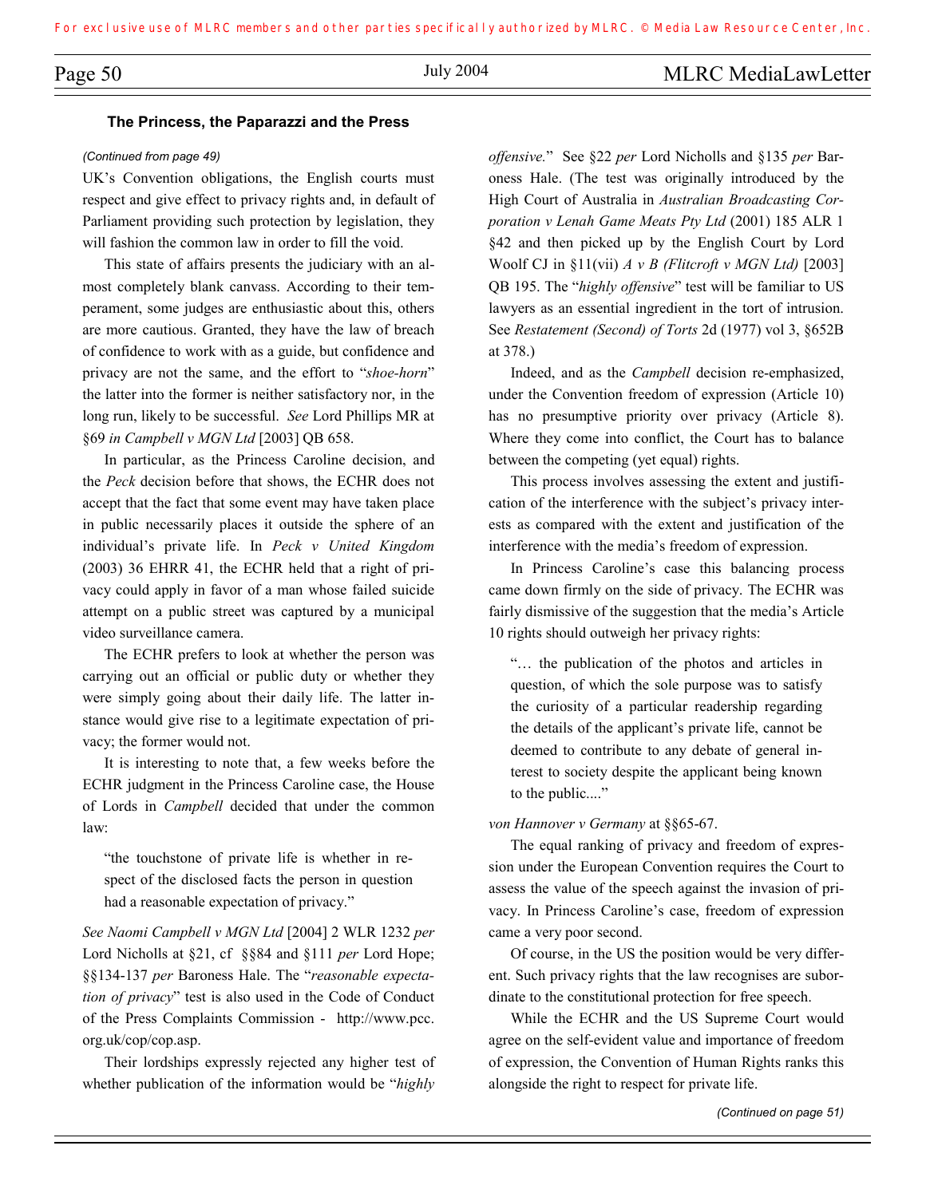**The Princess, the Paparazzi and the Press**

*(Continued from page 49)*

UK's Convention obligations, the English courts must respect and give effect to privacy rights and, in default of Parliament providing such protection by legislation, they will fashion the common law in order to fill the void.

This state of affairs presents the judiciary with an almost completely blank canvass. According to their temperament, some judges are enthusiastic about this, others are more cautious. Granted, they have the law of breach of confidence to work with as a guide, but confidence and privacy are not the same, and the effort to "*shoe-horn*" the latter into the former is neither satisfactory nor, in the long run, likely to be successful. *See* Lord Phillips MR at §69 *in Campbell v MGN Ltd* [2003] QB 658.

In particular, as the Princess Caroline decision, and the *Peck* decision before that shows, the ECHR does not accept that the fact that some event may have taken place in public necessarily places it outside the sphere of an individual's private life. In *Peck v United Kingdom* (2003) 36 EHRR 41, the ECHR held that a right of privacy could apply in favor of a man whose failed suicide attempt on a public street was captured by a municipal video surveillance camera.

The ECHR prefers to look at whether the person was carrying out an official or public duty or whether they were simply going about their daily life. The latter instance would give rise to a legitimate expectation of privacy; the former would not.

It is interesting to note that, a few weeks before the ECHR judgment in the Princess Caroline case, the House of Lords in *Campbell* decided that under the common law:

> "the touchstone of private life is whether in respect of the disclosed facts the person in question had a reasonable expectation of privacy."

*See Naomi Campbell v MGN Ltd* [2004] 2 WLR 1232 *per* Lord Nicholls at §21, cf §§84 and §111 *per* Lord Hope; §§134-137 *per* Baroness Hale. The "*reasonable expectation of privacy*" test is also used in the Code of Conduct of the Press Complaints Commission - http://www.pcc.org.uk/cop/cop.asp.

Their lordships expressly rejected any higher test of whether publication of the information would be "*highly offensive*." See §22 *per* Lord Nicholls and §135 *per* Baroness Hale. (The test was originally introduced by the High Court of Australia in *Australian Broadcasting Corporation v Lenah Game Meats Pty Ltd* (2001) 185 ALR 1 §42 and then picked up by the English Court by Lord Woolf CJ in §11(vii) *A v B (Flitcroft v MGN Ltd)* [2003] QB 195. The "*highly offensive*" test will be familiar to US lawyers as an essential ingredient in the tort of intrusion. See *Restatement (Second) of Torts* 2d (1977) vol 3, §652B at 378.)

Indeed, and as the *Campbell* decision re-emphasized, under the Convention freedom of expression (Article 10) has no presumptive priority over privacy (Article 8). Where they come into conflict, the Court has to balance between the competing (yet equal) rights.

This process involves assessing the extent and justification of the interference with the subject's privacy interests as compared with the extent and justification of the interference with the media's freedom of expression.

In Princess Caroline's case this balancing process came down firmly on the side of privacy. The ECHR was fairly dismissive of the suggestion that the media's Article 10 rights should outweigh her privacy rights:

> "… the publication of the photos and articles in question, of which the sole purpose was to satisfy the curiosity of a particular readership regarding the details of the applicant's private life, cannot be deemed to contribute to any debate of general interest to society despite the applicant being known to the public...."

*von Hannover v Germany* at §§65-67.

The equal ranking of privacy and freedom of expression under the European Convention requires the Court to assess the value of the speech against the invasion of privacy. In Princess Caroline's case, freedom of expression came a very poor second.

Of course, in the US the position would be very different. Such privacy rights that the law recognises are subordinate to the constitutional protection for free speech.

While the ECHR and the US Supreme Court would agree on the self-evident value and importance of freedom of expression, the Convention of Human Rights ranks this alongside the right to respect for private life.

*(Continued on page 51)*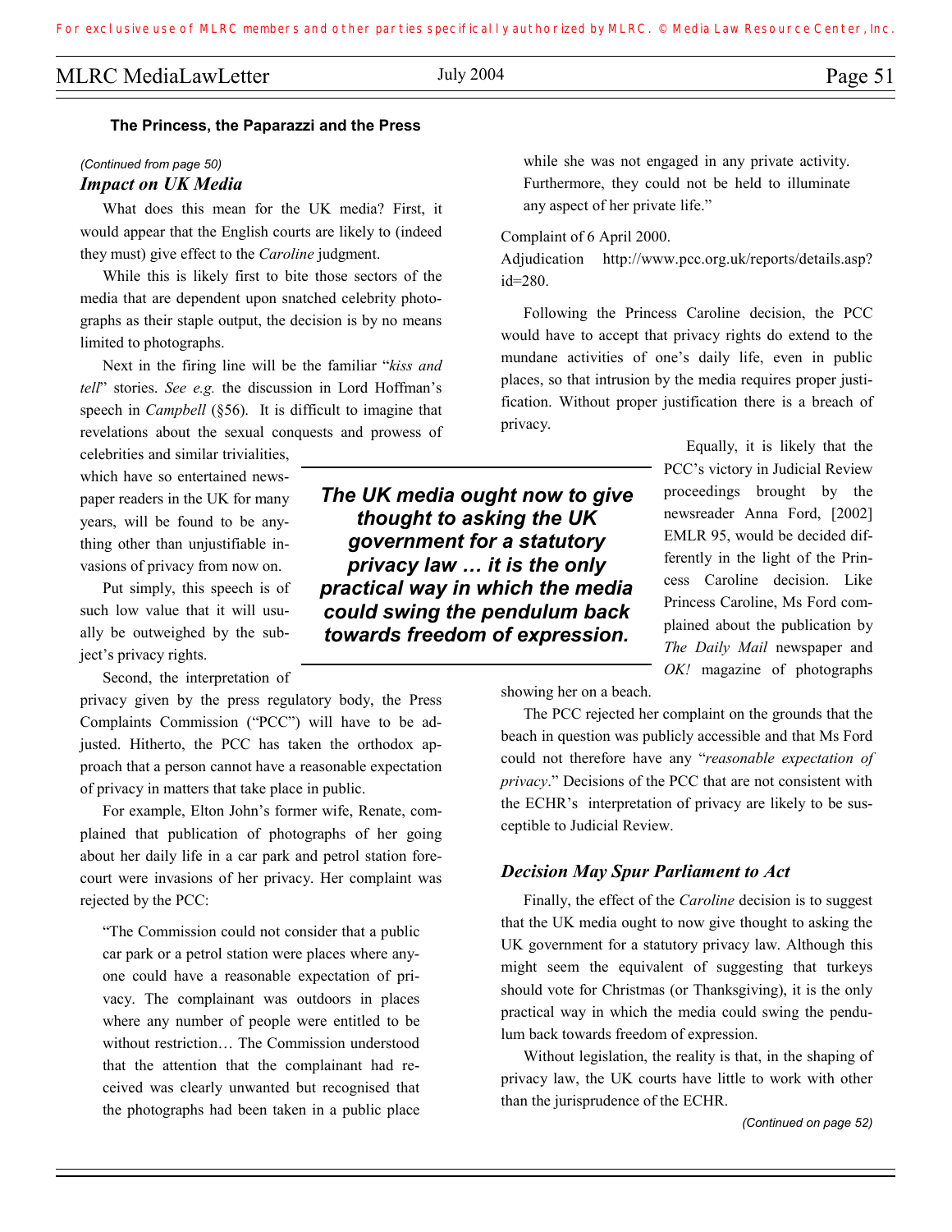## The Princess, the Paparazzi and the Press

*(Continued from page 50)*

### *Impact on UK Media*

What does this mean for the UK media? First, it would appear that the English courts are likely to (indeed they must) give effect to the *Caroline* judgment.

While this is likely first to bite those sectors of the media that are dependent upon snatched celebrity photographs as their staple output, the decision is by no means limited to photographs.

Next in the firing line will be the familiar "*kiss and tell*" stories. *See e.g.* the discussion in Lord Hoffman's speech in *Campbell* (§56). It is difficult to imagine that revelations about the sexual conquests and prowess of celebrities and similar trivialities, which have so entertained newspaper readers in the UK for many years, will be found to be anything other than unjustifiable invasions of privacy from now on.

Put simply, this speech is of such low value that it will usually be outweighed by the subject's privacy rights.

Second, the interpretation of privacy given by the press regulatory body, the Press Complaints Commission ("PCC") will have to be adjusted. Hitherto, the PCC has taken the orthodox approach that a person cannot have a reasonable expectation of privacy in matters that take place in public.

For example, Elton John's former wife, Renate, complained that publication of photographs of her going about her daily life in a car park and petrol station forecourt were invasions of her privacy. Her complaint was rejected by the PCC:

> "The Commission could not consider that a public car park or a petrol station were places where anyone could have a reasonable expectation of privacy. The complainant was outdoors in places where any number of people were entitled to be without restriction… The Commission understood that the attention that the complainant had received was clearly unwanted but recognised that the photographs had been taken in a public place while she was not engaged in any private activity. Furthermore, they could not be held to illuminate any aspect of her private life."

Complaint of 6 April 2000.

Adjudication http://www.pcc.org.uk/reports/details.asp?id=280.

Following the Princess Caroline decision, the PCC would have to accept that privacy rights do extend to the mundane activities of one's daily life, even in public places, so that intrusion by the media requires proper justification. Without proper justification there is a breach of privacy.

> ***The UK media ought now to give thought to asking the UK government for a statutory privacy law … it is the only practical way in which the media could swing the pendulum back towards freedom of expression.***

Equally, it is likely that the PCC's victory in Judicial Review proceedings brought by the newsreader Anna Ford, [2002] EMLR 95, would be decided differently in the light of the Princess Caroline decision. Like Princess Caroline, Ms Ford complained about the publication by *The Daily Mail* newspaper and *OK!* magazine of photographs showing her on a beach.

The PCC rejected her complaint on the grounds that the beach in question was publicly accessible and that Ms Ford could not therefore have any "*reasonable expectation of privacy*." Decisions of the PCC that are not consistent with the ECHR's interpretation of privacy are likely to be susceptible to Judicial Review.

### *Decision May Spur Parliament to Act*

Finally, the effect of the *Caroline* decision is to suggest that the UK media ought to now give thought to asking the UK government for a statutory privacy law. Although this might seem the equivalent of suggesting that turkeys should vote for Christmas (or Thanksgiving), it is the only practical way in which the media could swing the pendulum back towards freedom of expression.

Without legislation, the reality is that, in the shaping of privacy law, the UK courts have little to work with other than the jurisprudence of the ECHR.

*(Continued on page 52)*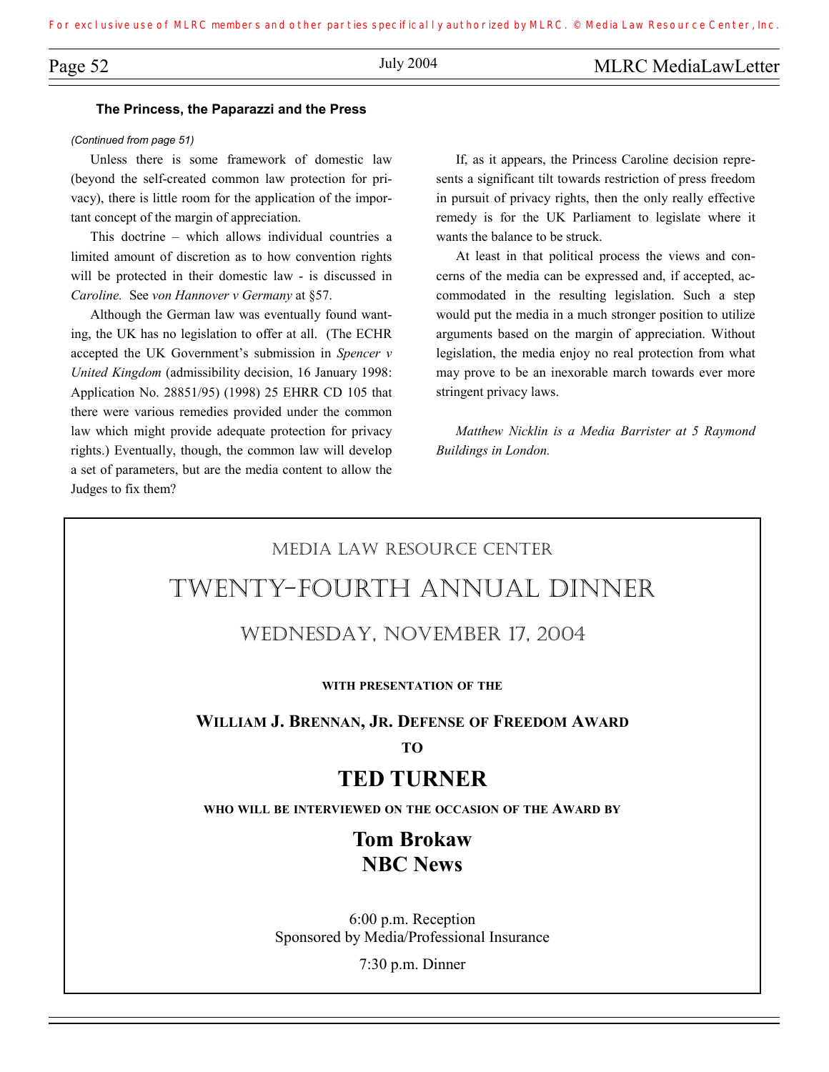**The Princess, the Paparazzi and the Press**

*(Continued from page 51)*

Unless there is some framework of domestic law (beyond the self-created common law protection for privacy), there is little room for the application of the important concept of the margin of appreciation.

This doctrine – which allows individual countries a limited amount of discretion as to how convention rights will be protected in their domestic law - is discussed in *Caroline.* See *von Hannover v Germany* at §57.

Although the German law was eventually found wanting, the UK has no legislation to offer at all. (The ECHR accepted the UK Government's submission in *Spencer v United Kingdom* (admissibility decision, 16 January 1998: Application No. 28851/95) (1998) 25 EHRR CD 105 that there were various remedies provided under the common law which might provide adequate protection for privacy rights.) Eventually, though, the common law will develop a set of parameters, but are the media content to allow the Judges to fix them?

If, as it appears, the Princess Caroline decision represents a significant tilt towards restriction of press freedom in pursuit of privacy rights, then the only really effective remedy is for the UK Parliament to legislate where it wants the balance to be struck.

At least in that political process the views and concerns of the media can be expressed and, if accepted, accommodated in the resulting legislation. Such a step would put the media in a much stronger position to utilize arguments based on the margin of appreciation. Without legislation, the media enjoy no real protection from what may prove to be an inexorable march towards ever more stringent privacy laws.

*Matthew Nicklin is a Media Barrister at 5 Raymond Buildings in London.*

---

MEDIA LAW RESOURCE CENTER

# TWENTY-FOURTH ANNUAL DINNER

## WEDNESDAY, NOVEMBER 17, 2004

**WITH PRESENTATION OF THE**

**WILLIAM J. BRENNAN, JR. DEFENSE OF FREEDOM AWARD**

**TO**

## TED TURNER

**WHO WILL BE INTERVIEWED ON THE OCCASION OF THE AWARD BY**

**Tom Brokaw**
**NBC News**

6:00 p.m. Reception
Sponsored by Media/Professional Insurance

7:30 p.m. Dinner